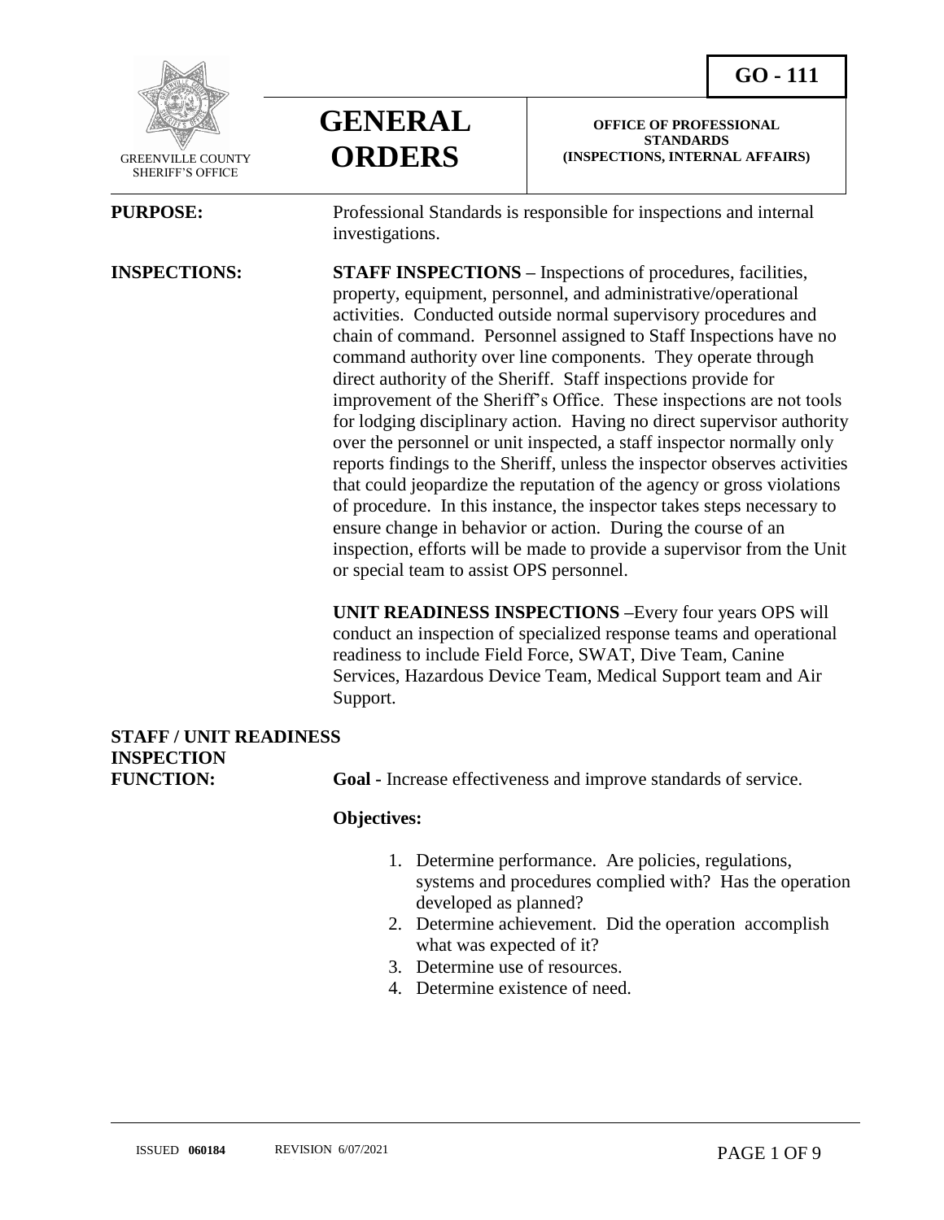**GO - 111**

GREENVILLE COUNTY SHERIFF'S OFFICE

# GENERAL ORDERS

**OFFICE OF PROFESSIONAL STANDARDS (INSPECTIONS, INTERNAL AFFAIRS)**

**PURPOSE:** Professional Standards is responsible for inspections and internal investigations.

**INSPECTIONS:** **STAFF INSPECTIONS –** Inspections of procedures, facilities, property, equipment, personnel, and administrative/operational activities. Conducted outside normal supervisory procedures and chain of command. Personnel assigned to Staff Inspections have no command authority over line components. They operate through direct authority of the Sheriff. Staff inspections provide for improvement of the Sheriff's Office. These inspections are not tools for lodging disciplinary action. Having no direct supervisor authority over the personnel or unit inspected, a staff inspector normally only reports findings to the Sheriff, unless the inspector observes activities that could jeopardize the reputation of the agency or gross violations of procedure. In this instance, the inspector takes steps necessary to ensure change in behavior or action. During the course of an inspection, efforts will be made to provide a supervisor from the Unit or special team to assist OPS personnel.

**UNIT READINESS INSPECTIONS –**Every four years OPS will conduct an inspection of specialized response teams and operational readiness to include Field Force, SWAT, Dive Team, Canine Services, Hazardous Device Team, Medical Support team and Air Support.

**STAFF / UNIT READINESS INSPECTION FUNCTION:** **Goal -** Increase effectiveness and improve standards of service.

**Objectives:**

1. Determine performance. Are policies, regulations, systems and procedures complied with? Has the operation developed as planned?
2. Determine achievement. Did the operation accomplish what was expected of it?
3. Determine use of resources.
4. Determine existence of need.

ISSUED **060184** REVISION 6/07/2021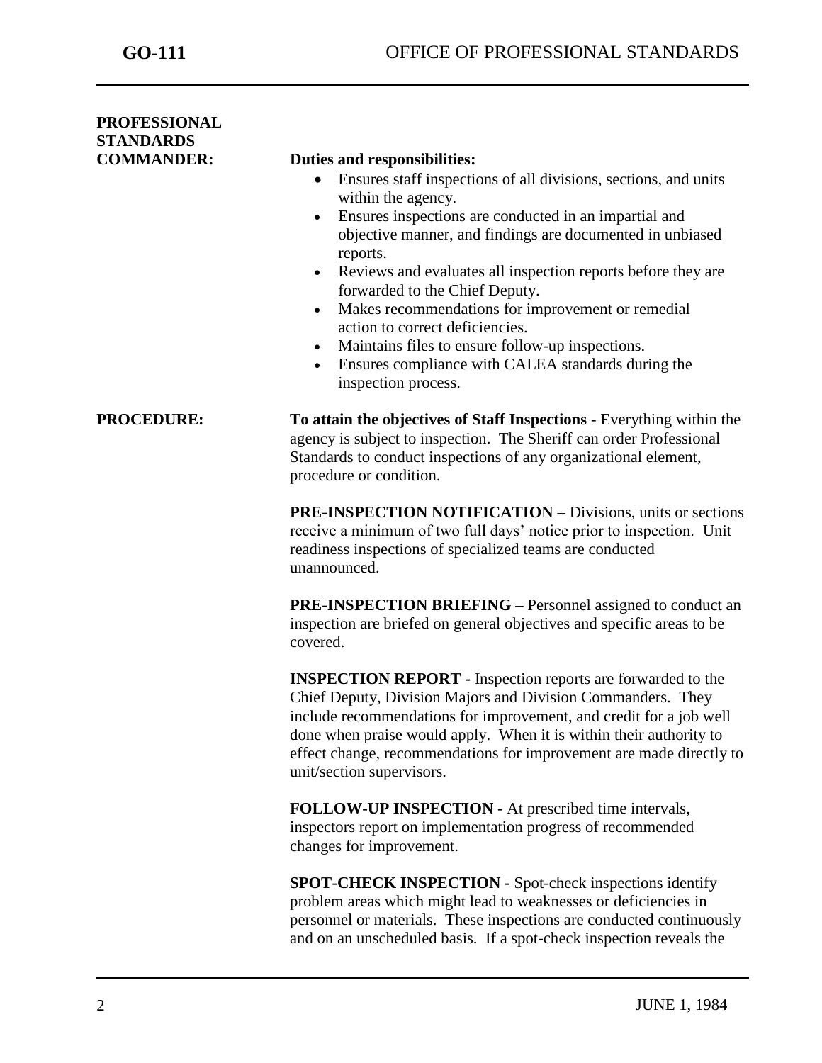**PROFESSIONAL STANDARDS COMMANDER:**

**Duties and responsibilities:**

- Ensures staff inspections of all divisions, sections, and units within the agency.
- Ensures inspections are conducted in an impartial and objective manner, and findings are documented in unbiased reports.
- Reviews and evaluates all inspection reports before they are forwarded to the Chief Deputy.
- Makes recommendations for improvement or remedial action to correct deficiencies.
- Maintains files to ensure follow-up inspections.
- Ensures compliance with CALEA standards during the inspection process.

**PROCEDURE:**

**To attain the objectives of Staff Inspections -** Everything within the agency is subject to inspection. The Sheriff can order Professional Standards to conduct inspections of any organizational element, procedure or condition.

**PRE-INSPECTION NOTIFICATION –** Divisions, units or sections receive a minimum of two full days' notice prior to inspection. Unit readiness inspections of specialized teams are conducted unannounced.

**PRE-INSPECTION BRIEFING –** Personnel assigned to conduct an inspection are briefed on general objectives and specific areas to be covered.

**INSPECTION REPORT -** Inspection reports are forwarded to the Chief Deputy, Division Majors and Division Commanders. They include recommendations for improvement, and credit for a job well done when praise would apply. When it is within their authority to effect change, recommendations for improvement are made directly to unit/section supervisors.

**FOLLOW-UP INSPECTION -** At prescribed time intervals, inspectors report on implementation progress of recommended changes for improvement.

**SPOT-CHECK INSPECTION -** Spot-check inspections identify problem areas which might lead to weaknesses or deficiencies in personnel or materials. These inspections are conducted continuously and on an unscheduled basis. If a spot-check inspection reveals the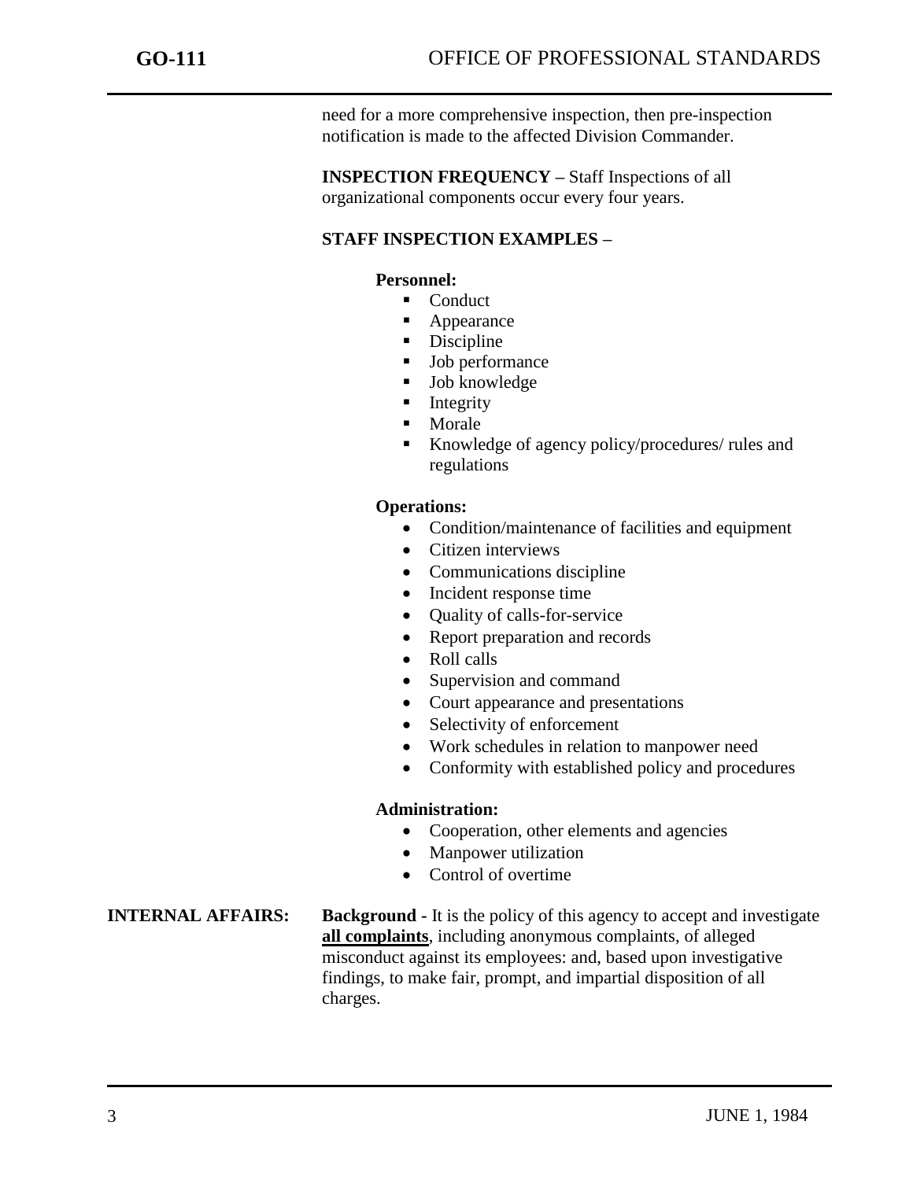need for a more comprehensive inspection, then pre-inspection notification is made to the affected Division Commander.

**INSPECTION FREQUENCY –** Staff Inspections of all organizational components occur every four years.

**STAFF INSPECTION EXAMPLES –**

**Personnel:**

- Conduct
- Appearance
- Discipline
- Job performance
- Job knowledge
- Integrity
- Morale
- Knowledge of agency policy/procedures/ rules and regulations

**Operations:**

- Condition/maintenance of facilities and equipment
- Citizen interviews
- Communications discipline
- Incident response time
- Quality of calls-for-service
- Report preparation and records
- Roll calls
- Supervision and command
- Court appearance and presentations
- Selectivity of enforcement
- Work schedules in relation to manpower need
- Conformity with established policy and procedures

**Administration:**

- Cooperation, other elements and agencies
- Manpower utilization
- Control of overtime

**INTERNAL AFFAIRS:** **Background -** It is the policy of this agency to accept and investigate **<u>all complaints</u>**, including anonymous complaints, of alleged misconduct against its employees: and, based upon investigative findings, to make fair, prompt, and impartial disposition of all charges.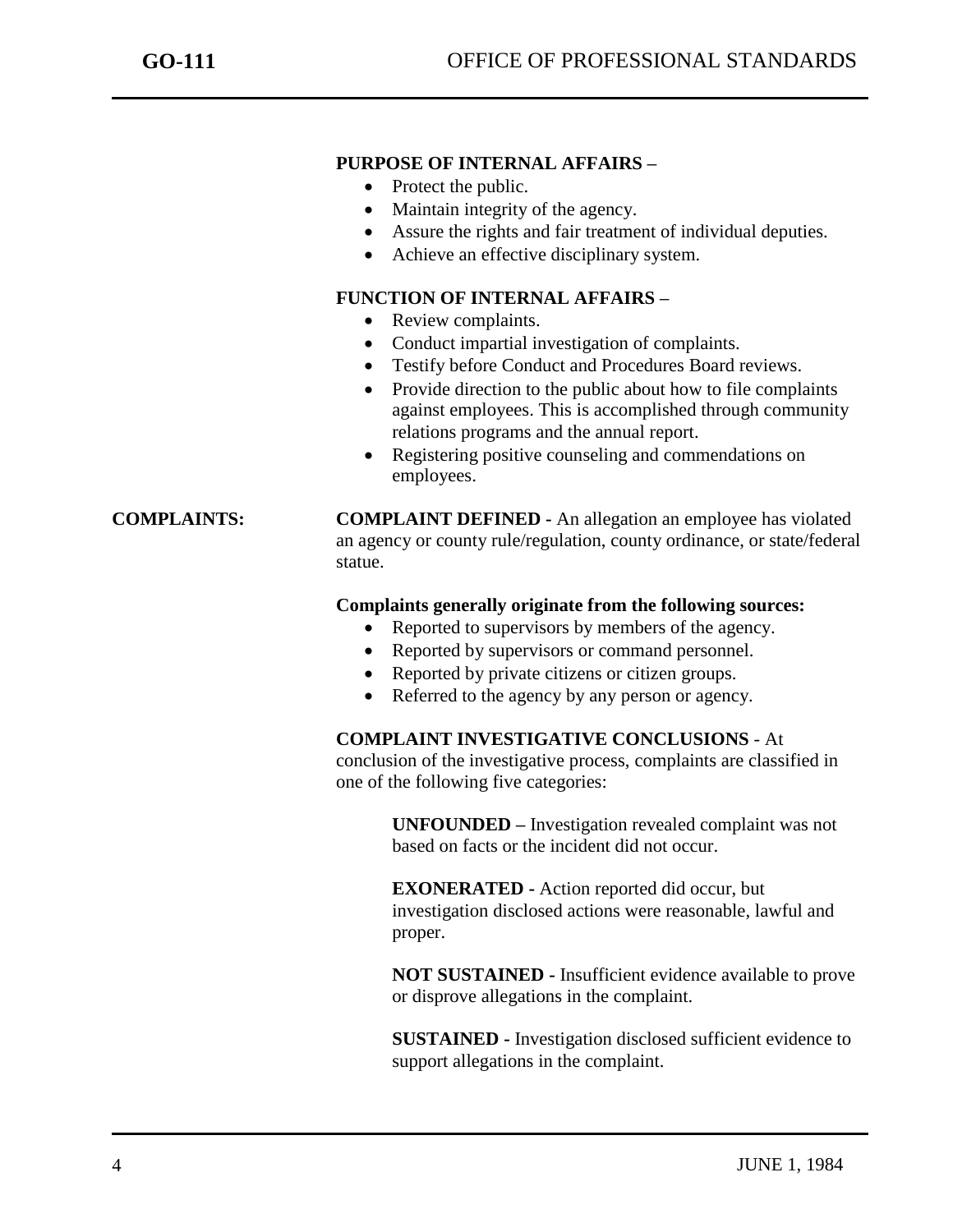**PURPOSE OF INTERNAL AFFAIRS –**

- Protect the public.
- Maintain integrity of the agency.
- Assure the rights and fair treatment of individual deputies.
- Achieve an effective disciplinary system.

**FUNCTION OF INTERNAL AFFAIRS –**

- Review complaints.
- Conduct impartial investigation of complaints.
- Testify before Conduct and Procedures Board reviews.
- Provide direction to the public about how to file complaints against employees. This is accomplished through community relations programs and the annual report.
- Registering positive counseling and commendations on employees.

## COMPLAINTS:

**COMPLAINT DEFINED -** An allegation an employee has violated an agency or county rule/regulation, county ordinance, or state/federal statue.

**Complaints generally originate from the following sources:**

- Reported to supervisors by members of the agency.
- Reported by supervisors or command personnel.
- Reported by private citizens or citizen groups.
- Referred to the agency by any person or agency.

**COMPLAINT INVESTIGATIVE CONCLUSIONS** - At conclusion of the investigative process, complaints are classified in one of the following five categories:

**UNFOUNDED –** Investigation revealed complaint was not based on facts or the incident did not occur.

**EXONERATED -** Action reported did occur, but investigation disclosed actions were reasonable, lawful and proper.

**NOT SUSTAINED -** Insufficient evidence available to prove or disprove allegations in the complaint.

**SUSTAINED -** Investigation disclosed sufficient evidence to support allegations in the complaint.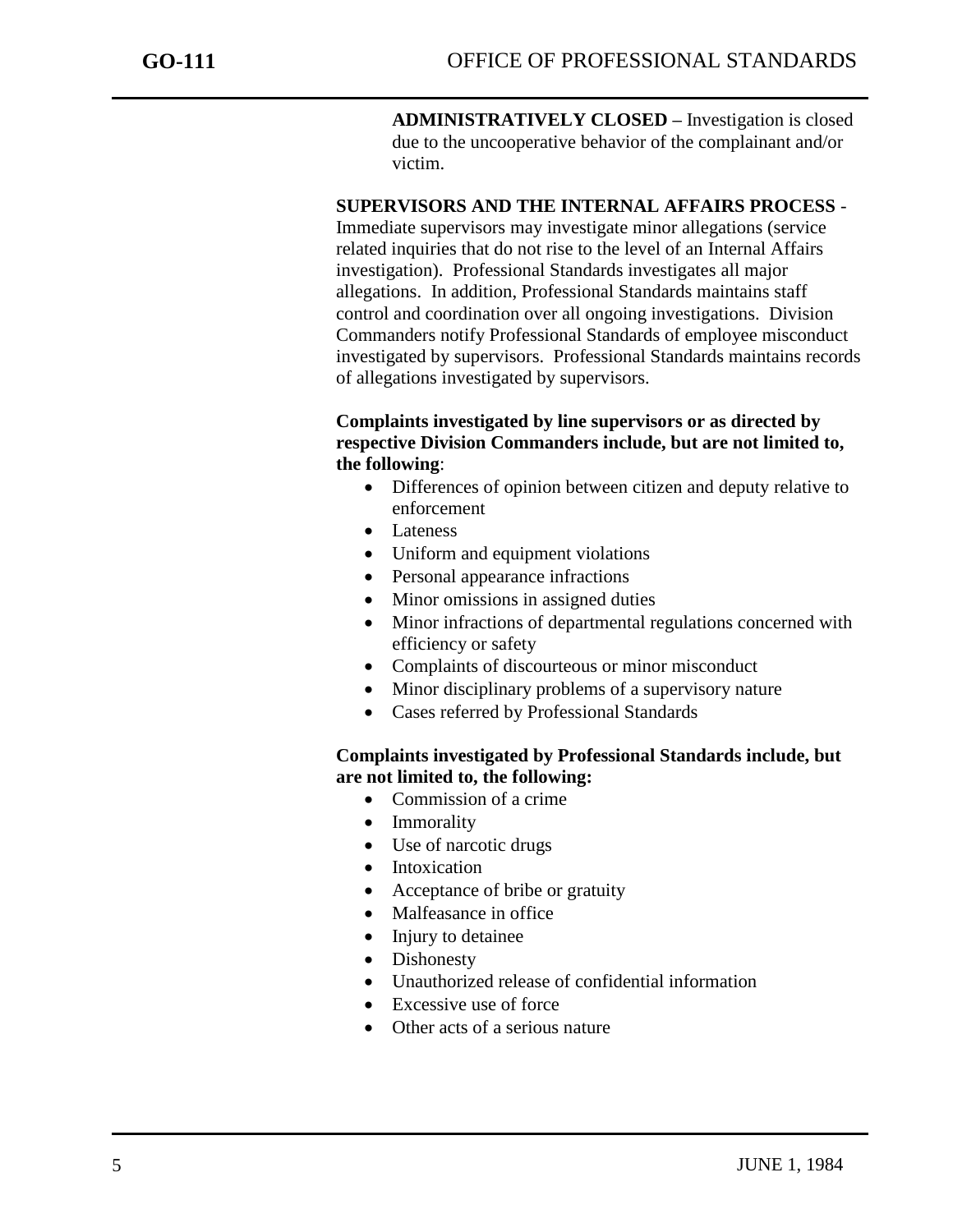**ADMINISTRATIVELY CLOSED –** Investigation is closed due to the uncooperative behavior of the complainant and/or victim.

**SUPERVISORS AND THE INTERNAL AFFAIRS PROCESS** - Immediate supervisors may investigate minor allegations (service related inquiries that do not rise to the level of an Internal Affairs investigation). Professional Standards investigates all major allegations. In addition, Professional Standards maintains staff control and coordination over all ongoing investigations. Division Commanders notify Professional Standards of employee misconduct investigated by supervisors. Professional Standards maintains records of allegations investigated by supervisors.

**Complaints investigated by line supervisors or as directed by respective Division Commanders include, but are not limited to, the following**:

- Differences of opinion between citizen and deputy relative to enforcement
- Lateness
- Uniform and equipment violations
- Personal appearance infractions
- Minor omissions in assigned duties
- Minor infractions of departmental regulations concerned with efficiency or safety
- Complaints of discourteous or minor misconduct
- Minor disciplinary problems of a supervisory nature
- Cases referred by Professional Standards

**Complaints investigated by Professional Standards include, but are not limited to, the following:**

- Commission of a crime
- Immorality
- Use of narcotic drugs
- Intoxication
- Acceptance of bribe or gratuity
- Malfeasance in office
- Injury to detainee
- Dishonesty
- Unauthorized release of confidential information
- Excessive use of force
- Other acts of a serious nature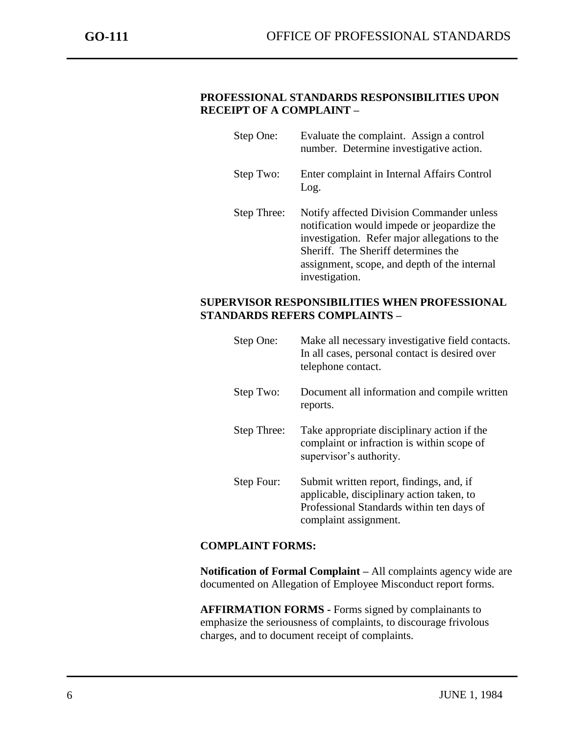**PROFESSIONAL STANDARDS RESPONSIBILITIES UPON RECEIPT OF A COMPLAINT –**

| | |
|---|---|
| Step One: | Evaluate the complaint. Assign a control number. Determine investigative action. |
| Step Two: | Enter complaint in Internal Affairs Control Log. |
| Step Three: | Notify affected Division Commander unless notification would impede or jeopardize the investigation. Refer major allegations to the Sheriff. The Sheriff determines the assignment, scope, and depth of the internal investigation. |

**SUPERVISOR RESPONSIBILITIES WHEN PROFESSIONAL STANDARDS REFERS COMPLAINTS –**

| | |
|---|---|
| Step One: | Make all necessary investigative field contacts. In all cases, personal contact is desired over telephone contact. |
| Step Two: | Document all information and compile written reports. |
| Step Three: | Take appropriate disciplinary action if the complaint or infraction is within scope of supervisor's authority. |
| Step Four: | Submit written report, findings, and, if applicable, disciplinary action taken, to Professional Standards within ten days of complaint assignment. |

**COMPLAINT FORMS:**

**Notification of Formal Complaint –** All complaints agency wide are documented on Allegation of Employee Misconduct report forms.

**AFFIRMATION FORMS -** Forms signed by complainants to emphasize the seriousness of complaints, to discourage frivolous charges, and to document receipt of complaints.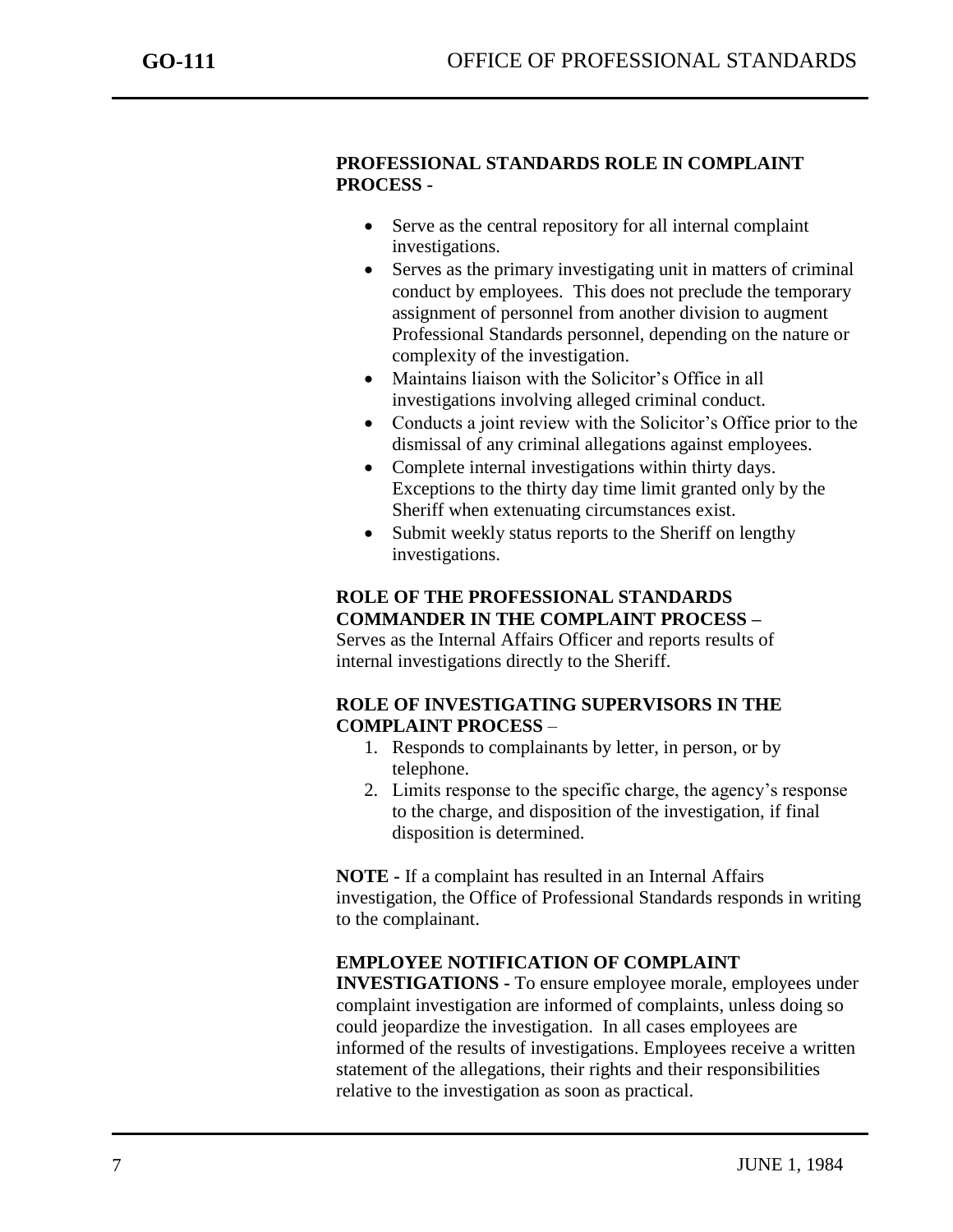**PROFESSIONAL STANDARDS ROLE IN COMPLAINT PROCESS -**

- Serve as the central repository for all internal complaint investigations.
- Serves as the primary investigating unit in matters of criminal conduct by employees. This does not preclude the temporary assignment of personnel from another division to augment Professional Standards personnel, depending on the nature or complexity of the investigation.
- Maintains liaison with the Solicitor's Office in all investigations involving alleged criminal conduct.
- Conducts a joint review with the Solicitor's Office prior to the dismissal of any criminal allegations against employees.
- Complete internal investigations within thirty days. Exceptions to the thirty day time limit granted only by the Sheriff when extenuating circumstances exist.
- Submit weekly status reports to the Sheriff on lengthy investigations.

**ROLE OF THE PROFESSIONAL STANDARDS COMMANDER IN THE COMPLAINT PROCESS –** Serves as the Internal Affairs Officer and reports results of internal investigations directly to the Sheriff.

**ROLE OF INVESTIGATING SUPERVISORS IN THE COMPLAINT PROCESS** –

1. Responds to complainants by letter, in person, or by telephone.
2. Limits response to the specific charge, the agency's response to the charge, and disposition of the investigation, if final disposition is determined.

**NOTE -** If a complaint has resulted in an Internal Affairs investigation, the Office of Professional Standards responds in writing to the complainant.

**EMPLOYEE NOTIFICATION OF COMPLAINT INVESTIGATIONS -** To ensure employee morale, employees under complaint investigation are informed of complaints, unless doing so could jeopardize the investigation. In all cases employees are informed of the results of investigations. Employees receive a written statement of the allegations, their rights and their responsibilities relative to the investigation as soon as practical.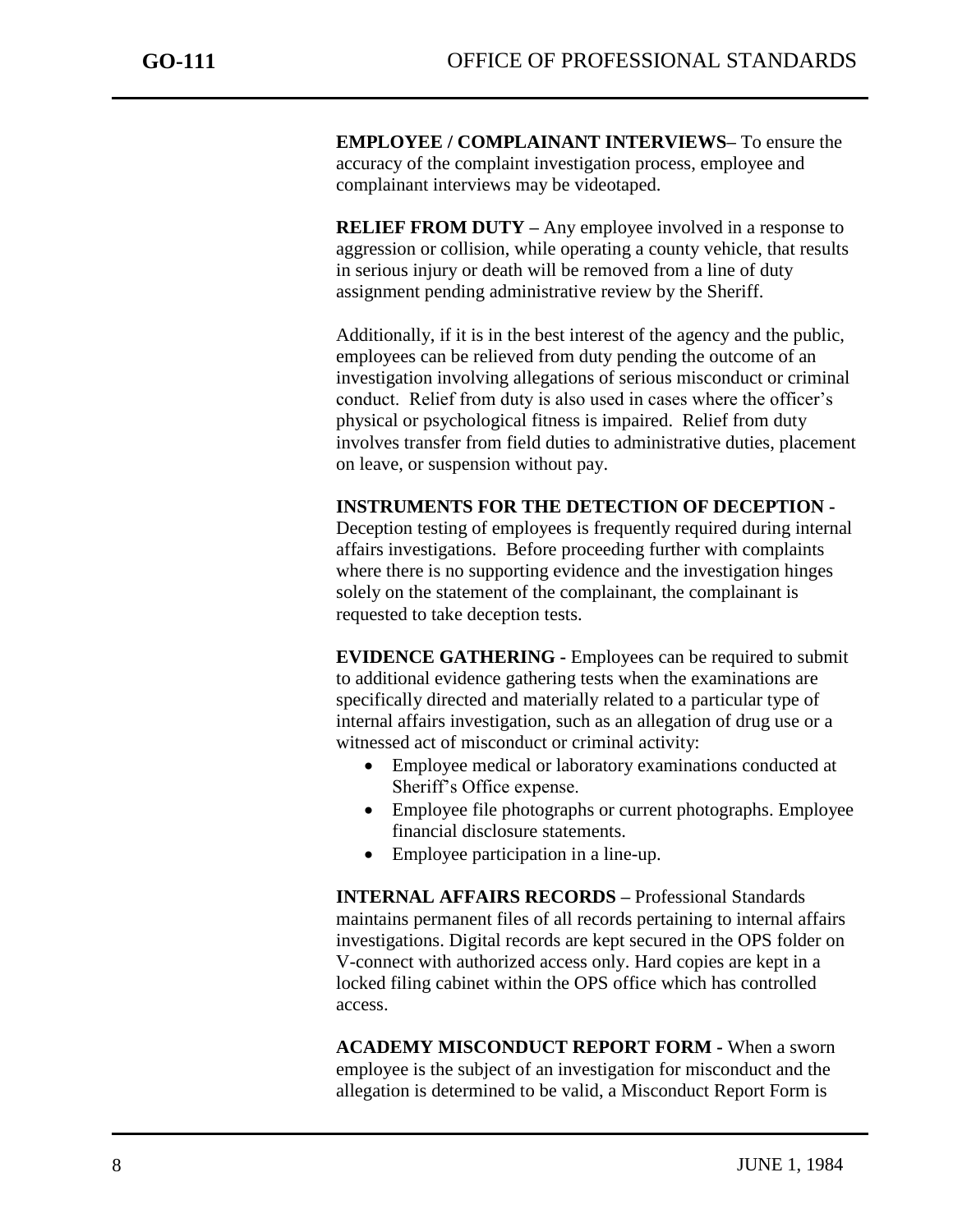**EMPLOYEE / COMPLAINANT INTERVIEWS**– To ensure the accuracy of the complaint investigation process, employee and complainant interviews may be videotaped.

**RELIEF FROM DUTY** – Any employee involved in a response to aggression or collision, while operating a county vehicle, that results in serious injury or death will be removed from a line of duty assignment pending administrative review by the Sheriff.

Additionally, if it is in the best interest of the agency and the public, employees can be relieved from duty pending the outcome of an investigation involving allegations of serious misconduct or criminal conduct. Relief from duty is also used in cases where the officer's physical or psychological fitness is impaired. Relief from duty involves transfer from field duties to administrative duties, placement on leave, or suspension without pay.

**INSTRUMENTS FOR THE DETECTION OF DECEPTION** - Deception testing of employees is frequently required during internal affairs investigations. Before proceeding further with complaints where there is no supporting evidence and the investigation hinges solely on the statement of the complainant, the complainant is requested to take deception tests.

**EVIDENCE GATHERING** - Employees can be required to submit to additional evidence gathering tests when the examinations are specifically directed and materially related to a particular type of internal affairs investigation, such as an allegation of drug use or a witnessed act of misconduct or criminal activity:

- Employee medical or laboratory examinations conducted at Sheriff's Office expense.
- Employee file photographs or current photographs. Employee financial disclosure statements.
- Employee participation in a line-up.

**INTERNAL AFFAIRS RECORDS** – Professional Standards maintains permanent files of all records pertaining to internal affairs investigations. Digital records are kept secured in the OPS folder on V-connect with authorized access only. Hard copies are kept in a locked filing cabinet within the OPS office which has controlled access.

**ACADEMY MISCONDUCT REPORT FORM** - When a sworn employee is the subject of an investigation for misconduct and the allegation is determined to be valid, a Misconduct Report Form is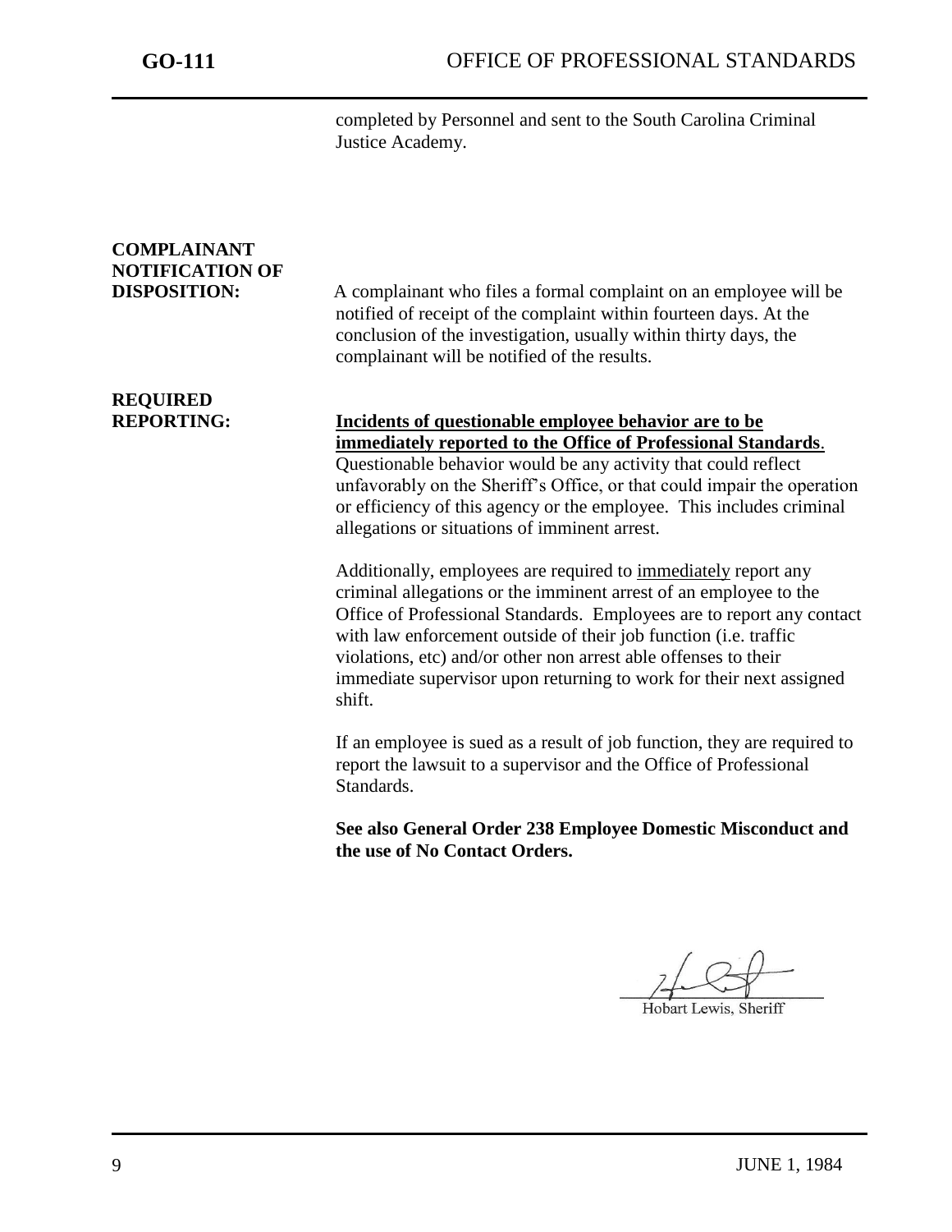completed by Personnel and sent to the South Carolina Criminal Justice Academy.

**COMPLAINANT NOTIFICATION OF DISPOSITION:**

A complainant who files a formal complaint on an employee will be notified of receipt of the complaint within fourteen days. At the conclusion of the investigation, usually within thirty days, the complainant will be notified of the results.

**REQUIRED REPORTING:**

**<u>Incidents of questionable employee behavior are to be immediately reported to the Office of Professional Standards</u>**. Questionable behavior would be any activity that could reflect unfavorably on the Sheriff's Office, or that could impair the operation or efficiency of this agency or the employee. This includes criminal allegations or situations of imminent arrest.

Additionally, employees are required to <u>immediately</u> report any criminal allegations or the imminent arrest of an employee to the Office of Professional Standards. Employees are to report any contact with law enforcement outside of their job function (i.e. traffic violations, etc) and/or other non arrest able offenses to their immediate supervisor upon returning to work for their next assigned shift.

If an employee is sued as a result of job function, they are required to report the lawsuit to a supervisor and the Office of Professional Standards.

**See also General Order 238 Employee Domestic Misconduct and the use of No Contact Orders.**

Hobart Lewis, Sheriff